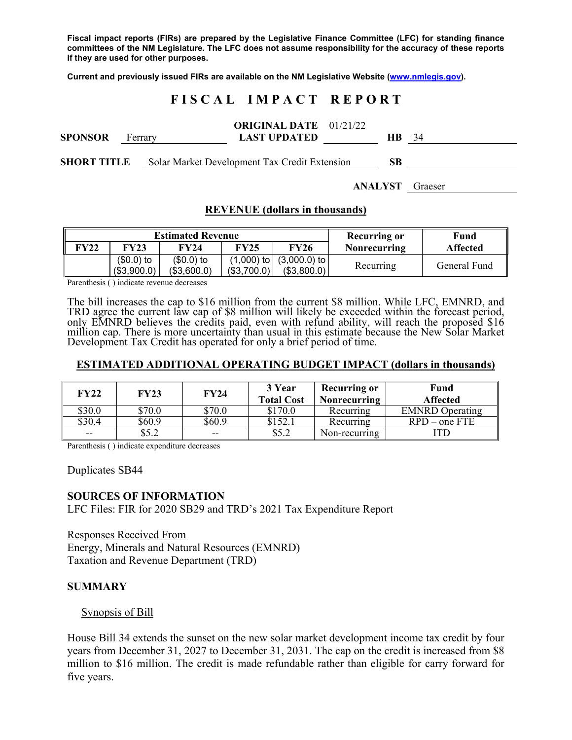**Fiscal impact reports (FIRs) are prepared by the Legislative Finance Committee (LFC) for standing finance committees of the NM Legislature. The LFC does not assume responsibility for the accuracy of these reports if they are used for other purposes.**

**Current and previously issued FIRs are available on the NM Legislative Website (www.nmlegis.gov).**

# FISCAL IMPACT REPORT

**SPONSOR** Ferrary **ORIGINAL DATE** 01/21/22 **LAST UPDATED** **HB** 34

**SHORT TITLE** Solar Market Development Tax Credit Extension **SB**

**ANALYST** Graeser

## REVENUE (dollars in thousands)

| Estimated Revenue | | | | | Recurring or Nonrecurring | Fund Affected |
|---|---|---|---|---|---|---|
| **FY22** | **FY23** | **FY24** | **FY25** | **FY26** | | |
| | ($0.0) to ($3,900.0) | ($0.0) to ($3,600.0) | (1,000) to ($3,700.0) | (3,000.0) to ($3,800.0) | Recurring | General Fund |

Parenthesis ( ) indicate revenue decreases

The bill increases the cap to $16 million from the current $8 million. While LFC, EMNRD, and TRD agree the current law cap of $8 million will likely be exceeded within the forecast period, only EMNRD believes the credits paid, even with refund ability, will reach the proposed $16 million cap. There is more uncertainty than usual in this estimate because the New Solar Market Development Tax Credit has operated for only a brief period of time.

## ESTIMATED ADDITIONAL OPERATING BUDGET IMPACT (dollars in thousands)

| FY22 | FY23 | FY24 | 3 Year Total Cost | Recurring or Nonrecurring | Fund Affected |
|---|---|---|---|---|---|
| $30.0 | $70.0 | $70.0 | $170.0 | Recurring | EMNRD Operating |
| $30.4 | $60.9 | $60.9 | $152.1 | Recurring | RPD – one FTE |
| -- | $5.2 | -- | $5.2 | Non-recurring | ITD |

Parenthesis ( ) indicate expenditure decreases

Duplicates SB44

**SOURCES OF INFORMATION**
LFC Files: FIR for 2020 SB29 and TRD's 2021 Tax Expenditure Report

Responses Received From
Energy, Minerals and Natural Resources (EMNRD)
Taxation and Revenue Department (TRD)

**SUMMARY**

Synopsis of Bill

House Bill 34 extends the sunset on the new solar market development income tax credit by four years from December 31, 2027 to December 31, 2031. The cap on the credit is increased from $8 million to $16 million. The credit is made refundable rather than eligible for carry forward for five years.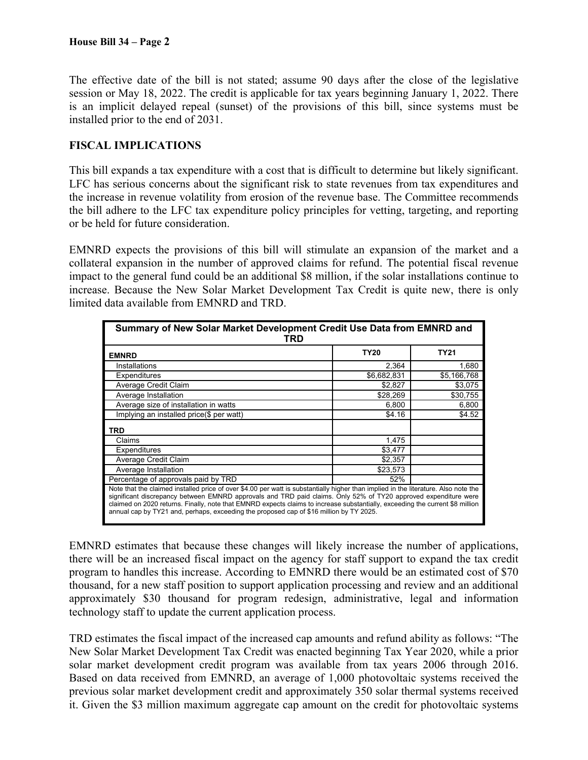The effective date of the bill is not stated; assume 90 days after the close of the legislative session or May 18, 2022. The credit is applicable for tax years beginning January 1, 2022. There is an implicit delayed repeal (sunset) of the provisions of this bill, since systems must be installed prior to the end of 2031.

## FISCAL IMPLICATIONS

This bill expands a tax expenditure with a cost that is difficult to determine but likely significant. LFC has serious concerns about the significant risk to state revenues from tax expenditures and the increase in revenue volatility from erosion of the revenue base. The Committee recommends the bill adhere to the LFC tax expenditure policy principles for vetting, targeting, and reporting or be held for future consideration.

EMNRD expects the provisions of this bill will stimulate an expansion of the market and a collateral expansion in the number of approved claims for refund. The potential fiscal revenue impact to the general fund could be an additional $8 million, if the solar installations continue to increase. Because the New Solar Market Development Tax Credit is quite new, there is only limited data available from EMNRD and TRD.

**Summary of New Solar Market Development Credit Use Data from EMNRD and TRD**

| EMNRD | TY20 | TY21 |
|---|---|---|
| Installations | 2,364 | 1,680 |
| Expenditures | $6,682,831 | $5,166,768 |
| Average Credit Claim | $2,827 | $3,075 |
| Average Installation | $28,269 | $30,755 |
| Average size of installation in watts | 6,800 | 6,800 |
| Implying an installed price($ per watt) | $4.16 | $4.52 |
| **TRD** | | |
| Claims | 1,475 | |
| Expenditures | $3,477 | |
| Average Credit Claim | $2,357 | |
| Average Installation | $23,573 | |
| Percentage of approvals paid by TRD | 52% | |

Note that the claimed installed price of over $4.00 per watt is substantially higher than implied in the literature. Also note the significant discrepancy between EMNRD approvals and TRD paid claims. Only 52% of TY20 approved expenditure were claimed on 2020 returns. Finally, note that EMNRD expects claims to increase substantially, exceeding the current $8 million annual cap by TY21 and, perhaps, exceeding the proposed cap of $16 million by TY 2025.

EMNRD estimates that because these changes will likely increase the number of applications, there will be an increased fiscal impact on the agency for staff support to expand the tax credit program to handles this increase. According to EMNRD there would be an estimated cost of $70 thousand, for a new staff position to support application processing and review and an additional approximately $30 thousand for program redesign, administrative, legal and information technology staff to update the current application process.

TRD estimates the fiscal impact of the increased cap amounts and refund ability as follows: "The New Solar Market Development Tax Credit was enacted beginning Tax Year 2020, while a prior solar market development credit program was available from tax years 2006 through 2016. Based on data received from EMNRD, an average of 1,000 photovoltaic systems received the previous solar market development credit and approximately 350 solar thermal systems received it. Given the $3 million maximum aggregate cap amount on the credit for photovoltaic systems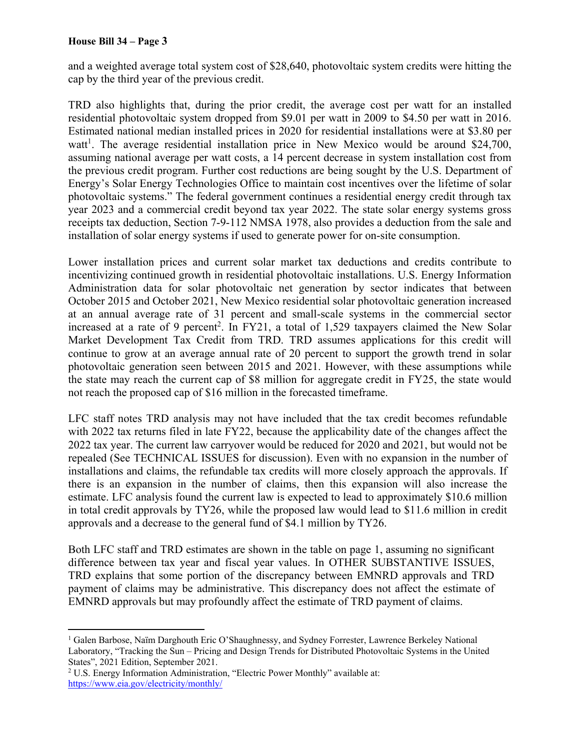and a weighted average total system cost of $28,640, photovoltaic system credits were hitting the cap by the third year of the previous credit.

TRD also highlights that, during the prior credit, the average cost per watt for an installed residential photovoltaic system dropped from $9.01 per watt in 2009 to $4.50 per watt in 2016. Estimated national median installed prices in 2020 for residential installations were at $3.80 per watt[1]. The average residential installation price in New Mexico would be around $24,700, assuming national average per watt costs, a 14 percent decrease in system installation cost from the previous credit program. Further cost reductions are being sought by the U.S. Department of Energy's Solar Energy Technologies Office to maintain cost incentives over the lifetime of solar photovoltaic systems." The federal government continues a residential energy credit through tax year 2023 and a commercial credit beyond tax year 2022. The state solar energy systems gross receipts tax deduction, Section 7-9-112 NMSA 1978, also provides a deduction from the sale and installation of solar energy systems if used to generate power for on-site consumption.

Lower installation prices and current solar market tax deductions and credits contribute to incentivizing continued growth in residential photovoltaic installations. U.S. Energy Information Administration data for solar photovoltaic net generation by sector indicates that between October 2015 and October 2021, New Mexico residential solar photovoltaic generation increased at an annual average rate of 31 percent and small-scale systems in the commercial sector increased at a rate of 9 percent[2]. In FY21, a total of 1,529 taxpayers claimed the New Solar Market Development Tax Credit from TRD. TRD assumes applications for this credit will continue to grow at an average annual rate of 20 percent to support the growth trend in solar photovoltaic generation seen between 2015 and 2021. However, with these assumptions while the state may reach the current cap of $8 million for aggregate credit in FY25, the state would not reach the proposed cap of $16 million in the forecasted timeframe.

LFC staff notes TRD analysis may not have included that the tax credit becomes refundable with 2022 tax returns filed in late FY22, because the applicability date of the changes affect the 2022 tax year. The current law carryover would be reduced for 2020 and 2021, but would not be repealed (See TECHNICAL ISSUES for discussion). Even with no expansion in the number of installations and claims, the refundable tax credits will more closely approach the approvals. If there is an expansion in the number of claims, then this expansion will also increase the estimate. LFC analysis found the current law is expected to lead to approximately $10.6 million in total credit approvals by TY26, while the proposed law would lead to $11.6 million in credit approvals and a decrease to the general fund of $4.1 million by TY26.

Both LFC staff and TRD estimates are shown in the table on page 1, assuming no significant difference between tax year and fiscal year values. In OTHER SUBSTANTIVE ISSUES, TRD explains that some portion of the discrepancy between EMNRD approvals and TRD payment of claims may be administrative. This discrepancy does not affect the estimate of EMNRD approvals but may profoundly affect the estimate of TRD payment of claims.

---

[1] Galen Barbose, Naïm Darghouth Eric O'Shaughnessy, and Sydney Forrester, Lawrence Berkeley National Laboratory, "Tracking the Sun – Pricing and Design Trends for Distributed Photovoltaic Systems in the United States", 2021 Edition, September 2021.

[2] U.S. Energy Information Administration, "Electric Power Monthly" available at: https://www.eia.gov/electricity/monthly/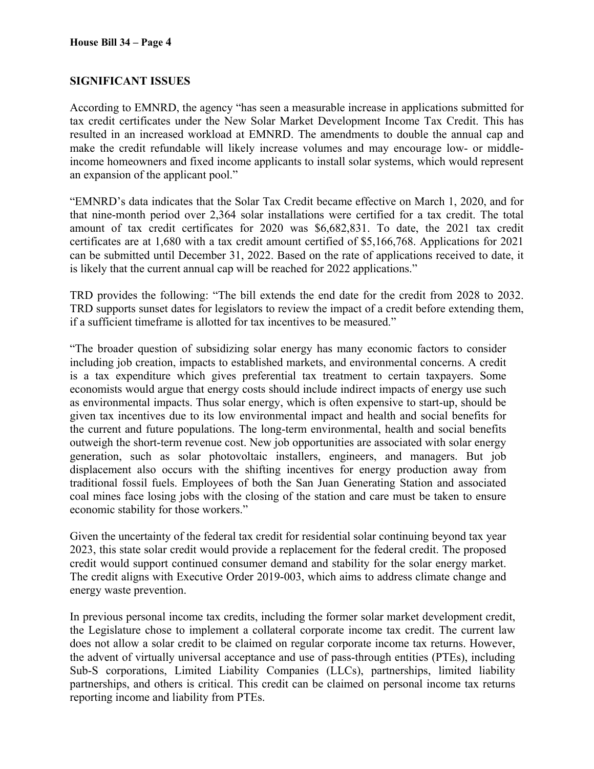## SIGNIFICANT ISSUES

According to EMNRD, the agency "has seen a measurable increase in applications submitted for tax credit certificates under the New Solar Market Development Income Tax Credit. This has resulted in an increased workload at EMNRD. The amendments to double the annual cap and make the credit refundable will likely increase volumes and may encourage low- or middle-income homeowners and fixed income applicants to install solar systems, which would represent an expansion of the applicant pool."

"EMNRD's data indicates that the Solar Tax Credit became effective on March 1, 2020, and for that nine-month period over 2,364 solar installations were certified for a tax credit. The total amount of tax credit certificates for 2020 was $6,682,831. To date, the 2021 tax credit certificates are at 1,680 with a tax credit amount certified of $5,166,768. Applications for 2021 can be submitted until December 31, 2022. Based on the rate of applications received to date, it is likely that the current annual cap will be reached for 2022 applications."

TRD provides the following: "The bill extends the end date for the credit from 2028 to 2032. TRD supports sunset dates for legislators to review the impact of a credit before extending them, if a sufficient timeframe is allotted for tax incentives to be measured."

> "The broader question of subsidizing solar energy has many economic factors to consider including job creation, impacts to established markets, and environmental concerns. A credit is a tax expenditure which gives preferential tax treatment to certain taxpayers. Some economists would argue that energy costs should include indirect impacts of energy use such as environmental impacts. Thus solar energy, which is often expensive to start-up, should be given tax incentives due to its low environmental impact and health and social benefits for the current and future populations. The long-term environmental, health and social benefits outweigh the short-term revenue cost. New job opportunities are associated with solar energy generation, such as solar photovoltaic installers, engineers, and managers. But job displacement also occurs with the shifting incentives for energy production away from traditional fossil fuels. Employees of both the San Juan Generating Station and associated coal mines face losing jobs with the closing of the station and care must be taken to ensure economic stability for those workers."

Given the uncertainty of the federal tax credit for residential solar continuing beyond tax year 2023, this state solar credit would provide a replacement for the federal credit. The proposed credit would support continued consumer demand and stability for the solar energy market. The credit aligns with Executive Order 2019-003, which aims to address climate change and energy waste prevention.

In previous personal income tax credits, including the former solar market development credit, the Legislature chose to implement a collateral corporate income tax credit. The current law does not allow a solar credit to be claimed on regular corporate income tax returns. However, the advent of virtually universal acceptance and use of pass-through entities (PTEs), including Sub-S corporations, Limited Liability Companies (LLCs), partnerships, limited liability partnerships, and others is critical. This credit can be claimed on personal income tax returns reporting income and liability from PTEs.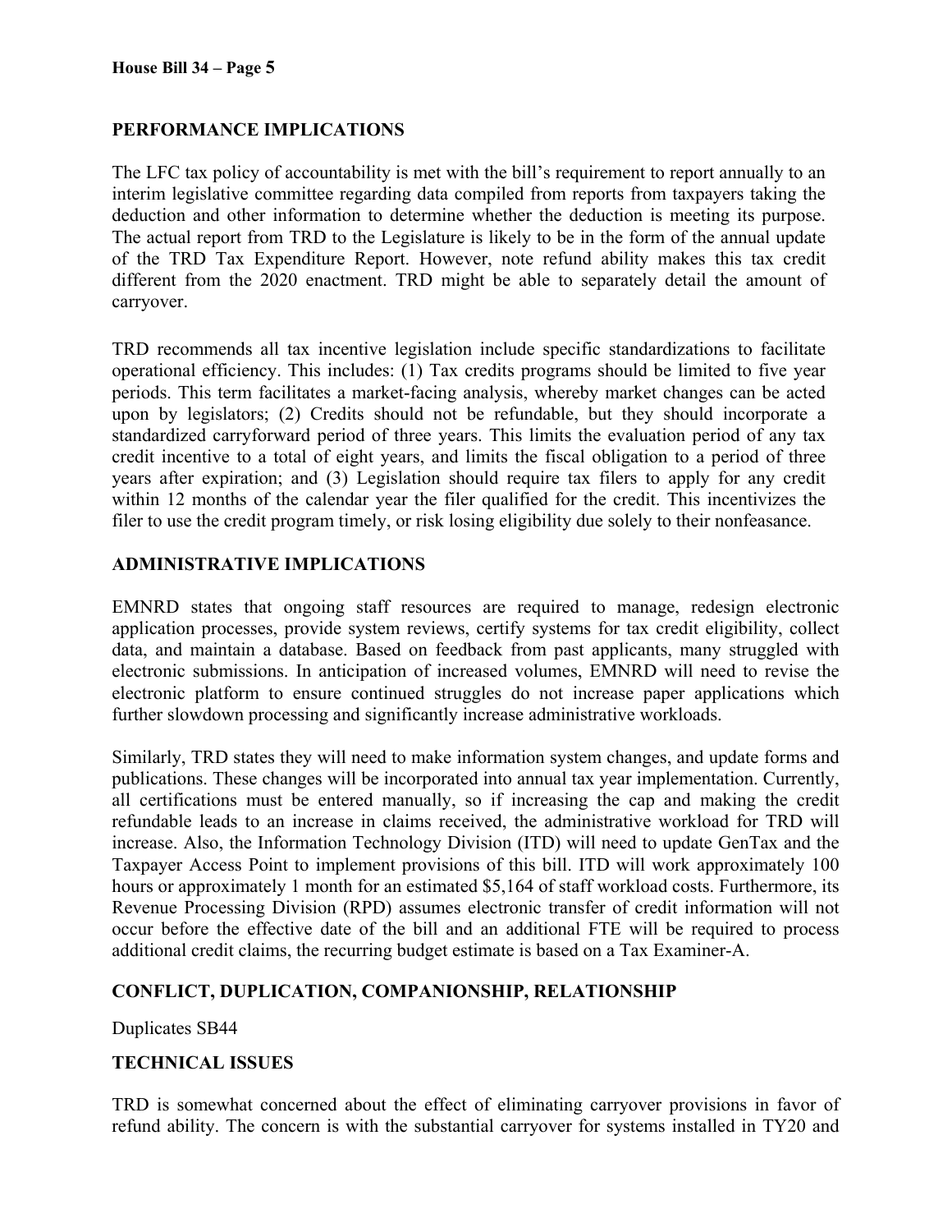## PERFORMANCE IMPLICATIONS

The LFC tax policy of accountability is met with the bill's requirement to report annually to an interim legislative committee regarding data compiled from reports from taxpayers taking the deduction and other information to determine whether the deduction is meeting its purpose. The actual report from TRD to the Legislature is likely to be in the form of the annual update of the TRD Tax Expenditure Report. However, note refund ability makes this tax credit different from the 2020 enactment. TRD might be able to separately detail the amount of carryover.

TRD recommends all tax incentive legislation include specific standardizations to facilitate operational efficiency. This includes: (1) Tax credits programs should be limited to five year periods. This term facilitates a market-facing analysis, whereby market changes can be acted upon by legislators; (2) Credits should not be refundable, but they should incorporate a standardized carryforward period of three years. This limits the evaluation period of any tax credit incentive to a total of eight years, and limits the fiscal obligation to a period of three years after expiration; and (3) Legislation should require tax filers to apply for any credit within 12 months of the calendar year the filer qualified for the credit. This incentivizes the filer to use the credit program timely, or risk losing eligibility due solely to their nonfeasance.

## ADMINISTRATIVE IMPLICATIONS

EMNRD states that ongoing staff resources are required to manage, redesign electronic application processes, provide system reviews, certify systems for tax credit eligibility, collect data, and maintain a database. Based on feedback from past applicants, many struggled with electronic submissions. In anticipation of increased volumes, EMNRD will need to revise the electronic platform to ensure continued struggles do not increase paper applications which further slowdown processing and significantly increase administrative workloads.

Similarly, TRD states they will need to make information system changes, and update forms and publications. These changes will be incorporated into annual tax year implementation. Currently, all certifications must be entered manually, so if increasing the cap and making the credit refundable leads to an increase in claims received, the administrative workload for TRD will increase. Also, the Information Technology Division (ITD) will need to update GenTax and the Taxpayer Access Point to implement provisions of this bill. ITD will work approximately 100 hours or approximately 1 month for an estimated $5,164 of staff workload costs. Furthermore, its Revenue Processing Division (RPD) assumes electronic transfer of credit information will not occur before the effective date of the bill and an additional FTE will be required to process additional credit claims, the recurring budget estimate is based on a Tax Examiner-A.

## CONFLICT, DUPLICATION, COMPANIONSHIP, RELATIONSHIP

Duplicates SB44

## TECHNICAL ISSUES

TRD is somewhat concerned about the effect of eliminating carryover provisions in favor of refund ability. The concern is with the substantial carryover for systems installed in TY20 and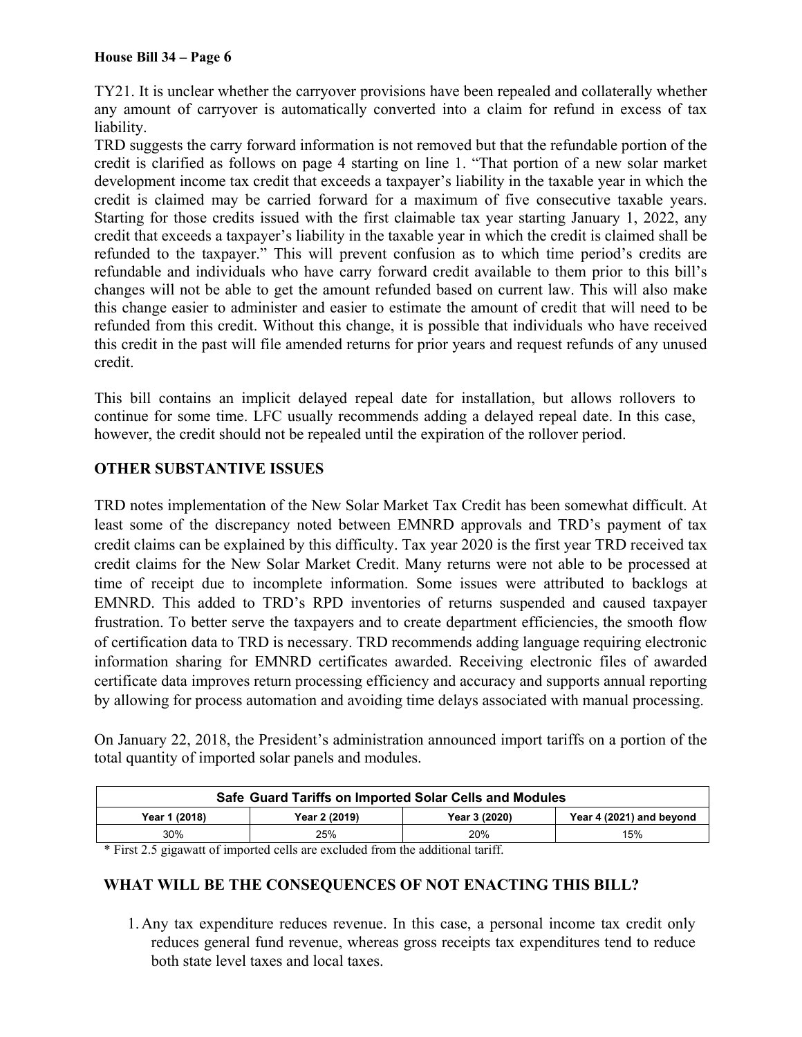TY21. It is unclear whether the carryover provisions have been repealed and collaterally whether any amount of carryover is automatically converted into a claim for refund in excess of tax liability.

TRD suggests the carry forward information is not removed but that the refundable portion of the credit is clarified as follows on page 4 starting on line 1. "That portion of a new solar market development income tax credit that exceeds a taxpayer's liability in the taxable year in which the credit is claimed may be carried forward for a maximum of five consecutive taxable years. Starting for those credits issued with the first claimable tax year starting January 1, 2022, any credit that exceeds a taxpayer's liability in the taxable year in which the credit is claimed shall be refunded to the taxpayer." This will prevent confusion as to which time period's credits are refundable and individuals who have carry forward credit available to them prior to this bill's changes will not be able to get the amount refunded based on current law. This will also make this change easier to administer and easier to estimate the amount of credit that will need to be refunded from this credit. Without this change, it is possible that individuals who have received this credit in the past will file amended returns for prior years and request refunds of any unused credit.

This bill contains an implicit delayed repeal date for installation, but allows rollovers to continue for some time. LFC usually recommends adding a delayed repeal date. In this case, however, the credit should not be repealed until the expiration of the rollover period.

## OTHER SUBSTANTIVE ISSUES

TRD notes implementation of the New Solar Market Tax Credit has been somewhat difficult. At least some of the discrepancy noted between EMNRD approvals and TRD's payment of tax credit claims can be explained by this difficulty. Tax year 2020 is the first year TRD received tax credit claims for the New Solar Market Credit. Many returns were not able to be processed at time of receipt due to incomplete information. Some issues were attributed to backlogs at EMNRD. This added to TRD's RPD inventories of returns suspended and caused taxpayer frustration. To better serve the taxpayers and to create department efficiencies, the smooth flow of certification data to TRD is necessary. TRD recommends adding language requiring electronic information sharing for EMNRD certificates awarded. Receiving electronic files of awarded certificate data improves return processing efficiency and accuracy and supports annual reporting by allowing for process automation and avoiding time delays associated with manual processing.

On January 22, 2018, the President's administration announced import tariffs on a portion of the total quantity of imported solar panels and modules.

| Safe Guard Tariffs on Imported Solar Cells and Modules | | | |
|---|---|---|---|
| Year 1 (2018) | Year 2 (2019) | Year 3 (2020) | Year 4 (2021) and beyond |
| 30% | 25% | 20% | 15% |

* First 2.5 gigawatt of imported cells are excluded from the additional tariff.

## WHAT WILL BE THE CONSEQUENCES OF NOT ENACTING THIS BILL?

1. Any tax expenditure reduces revenue. In this case, a personal income tax credit only reduces general fund revenue, whereas gross receipts tax expenditures tend to reduce both state level taxes and local taxes.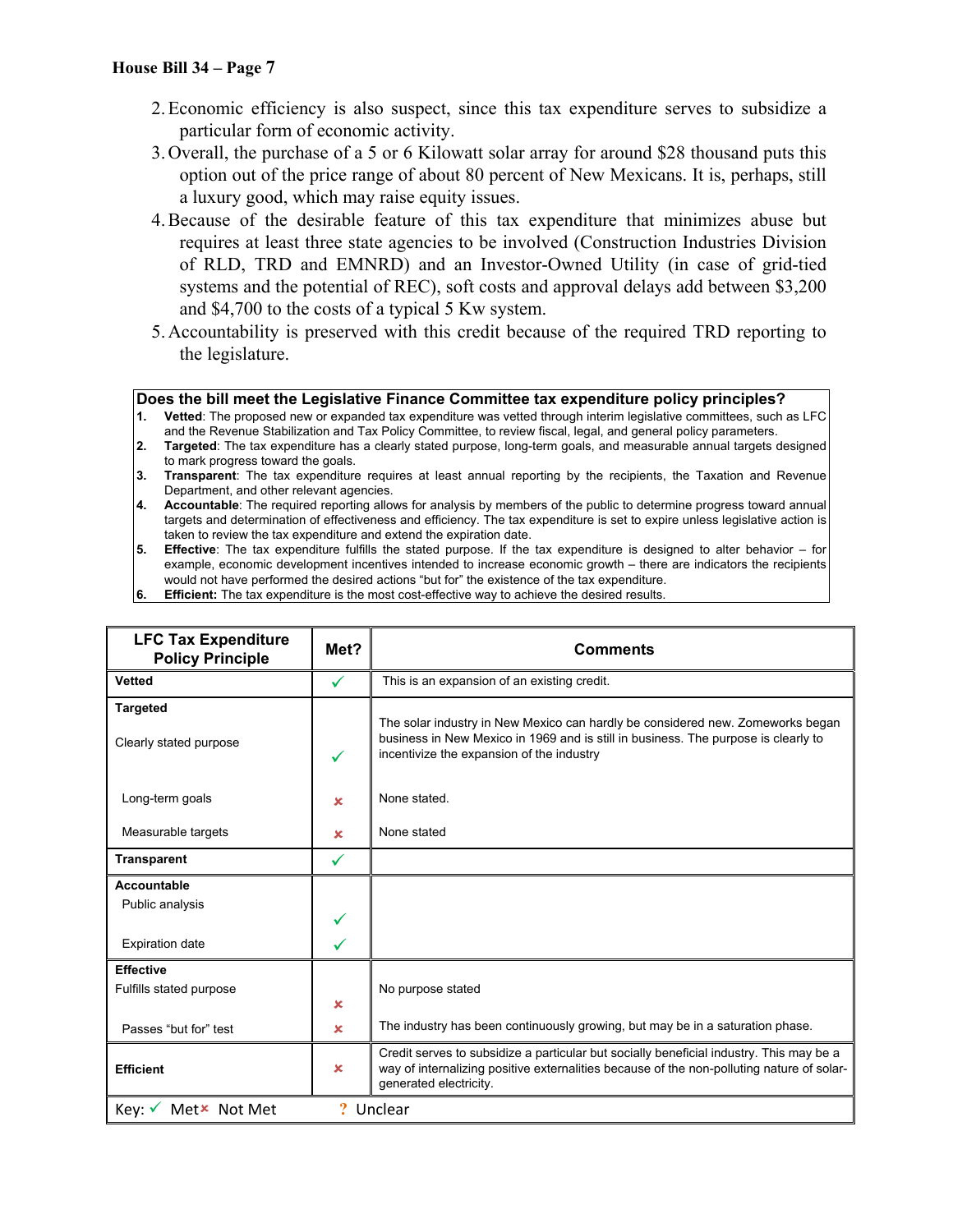2. Economic efficiency is also suspect, since this tax expenditure serves to subsidize a particular form of economic activity.
3. Overall, the purchase of a 5 or 6 Kilowatt solar array for around $28 thousand puts this option out of the price range of about 80 percent of New Mexicans. It is, perhaps, still a luxury good, which may raise equity issues.
4. Because of the desirable feature of this tax expenditure that minimizes abuse but requires at least three state agencies to be involved (Construction Industries Division of RLD, TRD and EMNRD) and an Investor-Owned Utility (in case of grid-tied systems and the potential of REC), soft costs and approval delays add between $3,200 and $4,700 to the costs of a typical 5 Kw system.
5. Accountability is preserved with this credit because of the required TRD reporting to the legislature.

**Does the bill meet the Legislative Finance Committee tax expenditure policy principles?**

1. **Vetted**: The proposed new or expanded tax expenditure was vetted through interim legislative committees, such as LFC and the Revenue Stabilization and Tax Policy Committee, to review fiscal, legal, and general policy parameters.
2. **Targeted**: The tax expenditure has a clearly stated purpose, long-term goals, and measurable annual targets designed to mark progress toward the goals.
3. **Transparent**: The tax expenditure requires at least annual reporting by the recipients, the Taxation and Revenue Department, and other relevant agencies.
4. **Accountable**: The required reporting allows for analysis by members of the public to determine progress toward annual targets and determination of effectiveness and efficiency. The tax expenditure is set to expire unless legislative action is taken to review the tax expenditure and extend the expiration date.
5. **Effective**: The tax expenditure fulfills the stated purpose. If the tax expenditure is designed to alter behavior – for example, economic development incentives intended to increase economic growth – there are indicators the recipients would not have performed the desired actions "but for" the existence of the tax expenditure.
6. **Efficient:** The tax expenditure is the most cost-effective way to achieve the desired results.

| LFC Tax Expenditure Policy Principle | Met? | Comments |
|---|---|---|
| **Vetted** | ✓ | This is an expansion of an existing credit. |
| **Targeted** | | |
| Clearly stated purpose | ✓ | The solar industry in New Mexico can hardly be considered new. Zomeworks began business in New Mexico in 1969 and is still in business. The purpose is clearly to incentivize the expansion of the industry |
| Long-term goals | ✗ | None stated. |
| Measurable targets | ✗ | None stated |
| **Transparent** | ✓ | |
| **Accountable** | | |
| Public analysis | ✓ | |
| Expiration date | ✓ | |
| **Effective** | | |
| Fulfills stated purpose | ✗ | No purpose stated |
| Passes "but for" test | ✗ | The industry has been continuously growing, but may be in a saturation phase. |
| **Efficient** | ✗ | Credit serves to subsidize a particular but socially beneficial industry. This may be a way of internalizing positive externalities because of the non-polluting nature of solar-generated electricity. |

Key: ✓ Met ✗ Not Met ? Unclear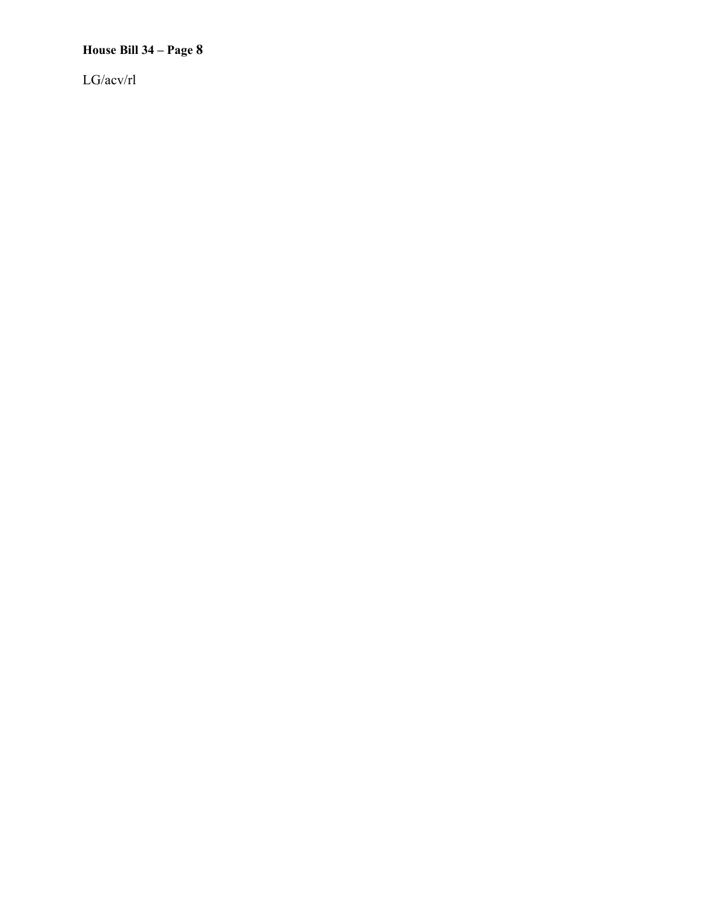LG/acv/rl